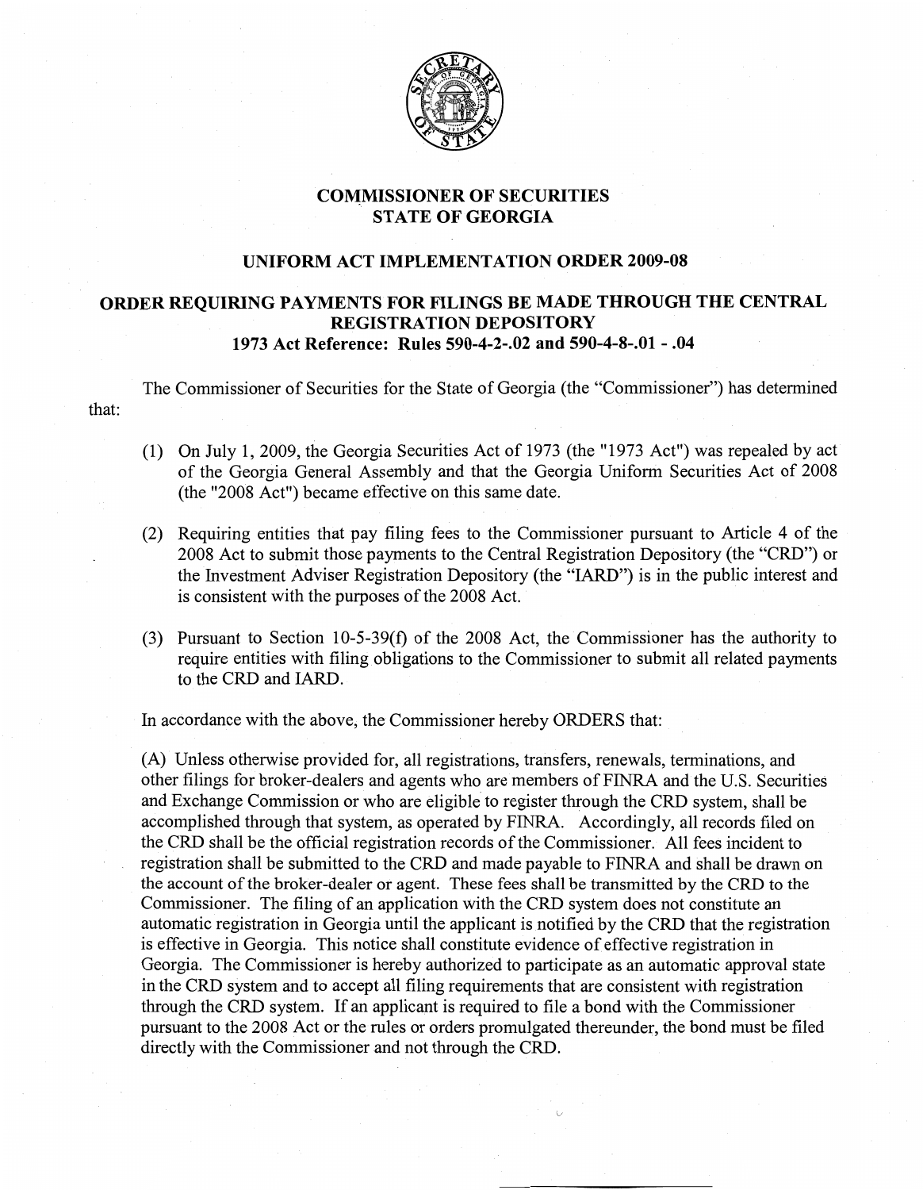# COMMISSIONER OF SECURITIES
# STATE OF GEORGIA

## UNIFORM ACT IMPLEMENTATION ORDER 2009-08

## ORDER REQUIRING PAYMENTS FOR FILINGS BE MADE THROUGH THE CENTRAL REGISTRATION DEPOSITORY

### 1973 Act Reference: Rules 590-4-2-.02 and 590-4-8-.01 - .04

The Commissioner of Securities for the State of Georgia (the "Commissioner") has determined that:

(1) On July 1, 2009, the Georgia Securities Act of 1973 (the "1973 Act") was repealed by act of the Georgia General Assembly and that the Georgia Uniform Securities Act of 2008 (the "2008 Act") became effective on this same date.

(2) Requiring entities that pay filing fees to the Commissioner pursuant to Article 4 of the 2008 Act to submit those payments to the Central Registration Depository (the "CRD") or the Investment Adviser Registration Depository (the "IARD") is in the public interest and is consistent with the purposes of the 2008 Act.

(3) Pursuant to Section 10-5-39(f) of the 2008 Act, the Commissioner has the authority to require entities with filing obligations to the Commissioner to submit all related payments to the CRD and IARD.

In accordance with the above, the Commissioner hereby ORDERS that:

(A) Unless otherwise provided for, all registrations, transfers, renewals, terminations, and other filings for broker-dealers and agents who are members of FINRA and the U.S. Securities and Exchange Commission or who are eligible to register through the CRD system, shall be accomplished through that system, as operated by FINRA. Accordingly, all records filed on the CRD shall be the official registration records of the Commissioner. All fees incident to registration shall be submitted to the CRD and made payable to FINRA and shall be drawn on the account of the broker-dealer or agent. These fees shall be transmitted by the CRD to the Commissioner. The filing of an application with the CRD system does not constitute an automatic registration in Georgia until the applicant is notified by the CRD that the registration is effective in Georgia. This notice shall constitute evidence of effective registration in Georgia. The Commissioner is hereby authorized to participate as an automatic approval state in the CRD system and to accept all filing requirements that are consistent with registration through the CRD system. If an applicant is required to file a bond with the Commissioner pursuant to the 2008 Act or the rules or orders promulgated thereunder, the bond must be filed directly with the Commissioner and not through the CRD.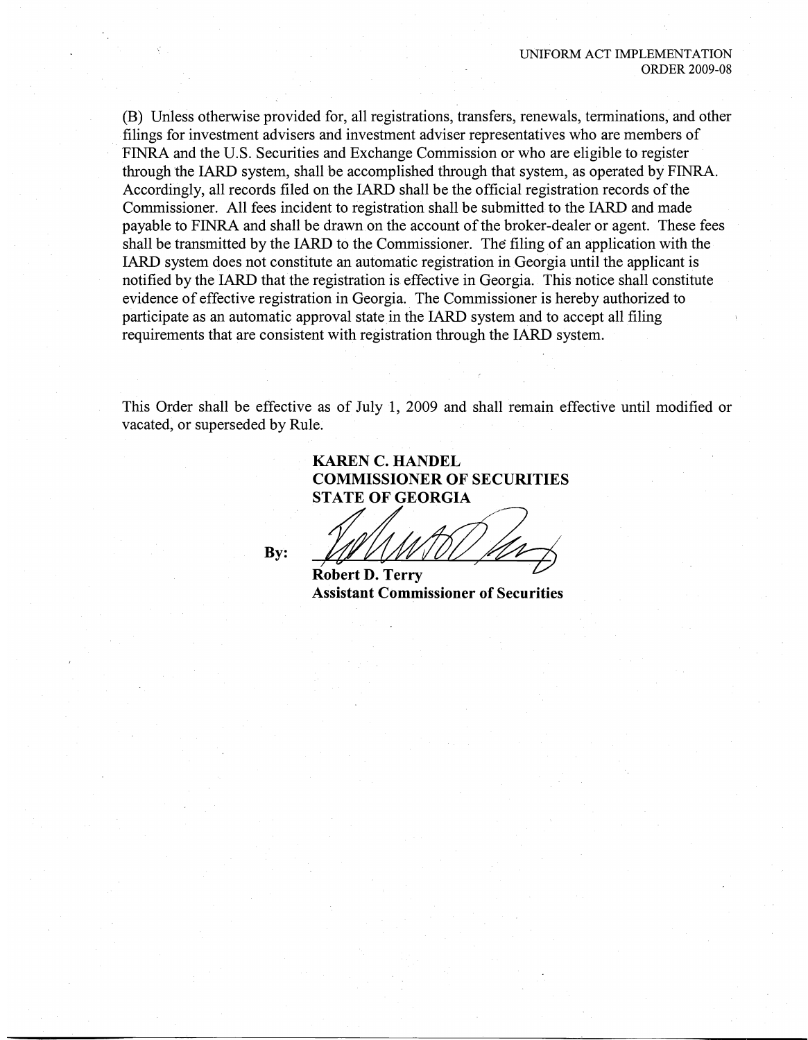(B) Unless otherwise provided for, all registrations, transfers, renewals, terminations, and other filings for investment advisers and investment adviser representatives who are members of FINRA and the U.S. Securities and Exchange Commission or who are eligible to register through the IARD system, shall be accomplished through that system, as operated by FINRA. Accordingly, all records filed on the IARD shall be the official registration records of the Commissioner. All fees incident to registration shall be submitted to the IARD and made payable to FINRA and shall be drawn on the account of the broker-dealer or agent. These fees shall be transmitted by the IARD to the Commissioner. The filing of an application with the IARD system does not constitute an automatic registration in Georgia until the applicant is notified by the IARD that the registration is effective in Georgia. This notice shall constitute evidence of effective registration in Georgia. The Commissioner is hereby authorized to participate as an automatic approval state in the IARD system and to accept all filing requirements that are consistent with registration through the IARD system.

This Order shall be effective as of July 1, 2009 and shall remain effective until modified or vacated, or superseded by Rule.

**KAREN C. HANDEL**
**COMMISSIONER OF SECURITIES**
**STATE OF GEORGIA**

**By:** ______________________

**Robert D. Terry**
**Assistant Commissioner of Securities**